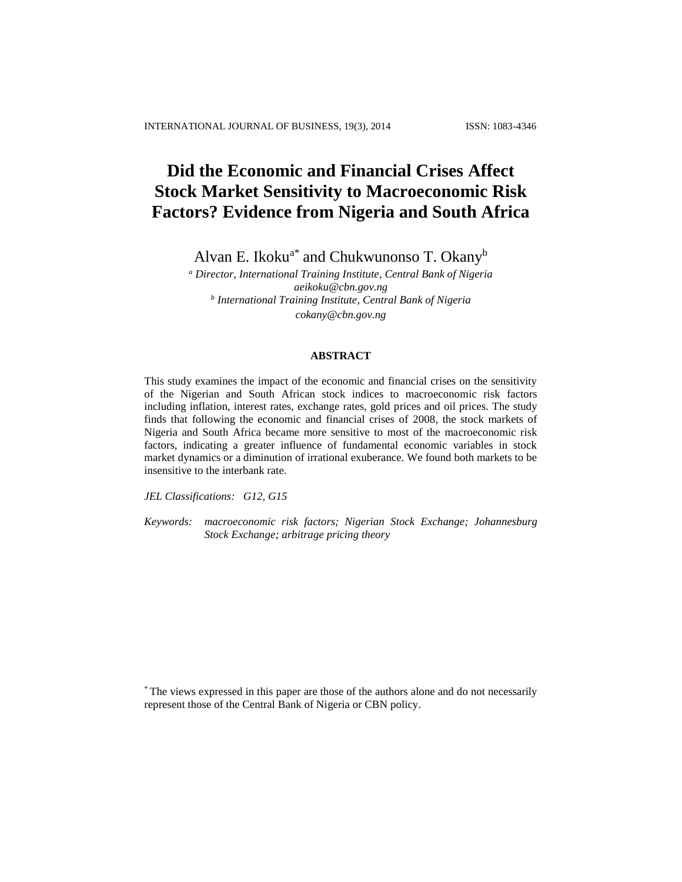# Did the Economic and Financial Crises Affect Stock Market Sensitivity to Macroeconomic Risk Factors? Evidence from Nigeria and South Africa

Alvan E. Ikoku[a*] and Chukwunonso T. Okany[b]

[a] *Director, International Training Institute, Central Bank of Nigeria*
*aeikoku@cbn.gov.ng*
[b] *International Training Institute, Central Bank of Nigeria*
*cokany@cbn.gov.ng*

## ABSTRACT

This study examines the impact of the economic and financial crises on the sensitivity of the Nigerian and South African stock indices to macroeconomic risk factors including inflation, interest rates, exchange rates, gold prices and oil prices. The study finds that following the economic and financial crises of 2008, the stock markets of Nigeria and South Africa became more sensitive to most of the macroeconomic risk factors, indicating a greater influence of fundamental economic variables in stock market dynamics or a diminution of irrational exuberance. We found both markets to be insensitive to the interbank rate.

*JEL Classifications:* *G12, G15*

*Keywords:* *macroeconomic risk factors; Nigerian Stock Exchange; Johannesburg Stock Exchange; arbitrage pricing theory*

[*] The views expressed in this paper are those of the authors alone and do not necessarily represent those of the Central Bank of Nigeria or CBN policy.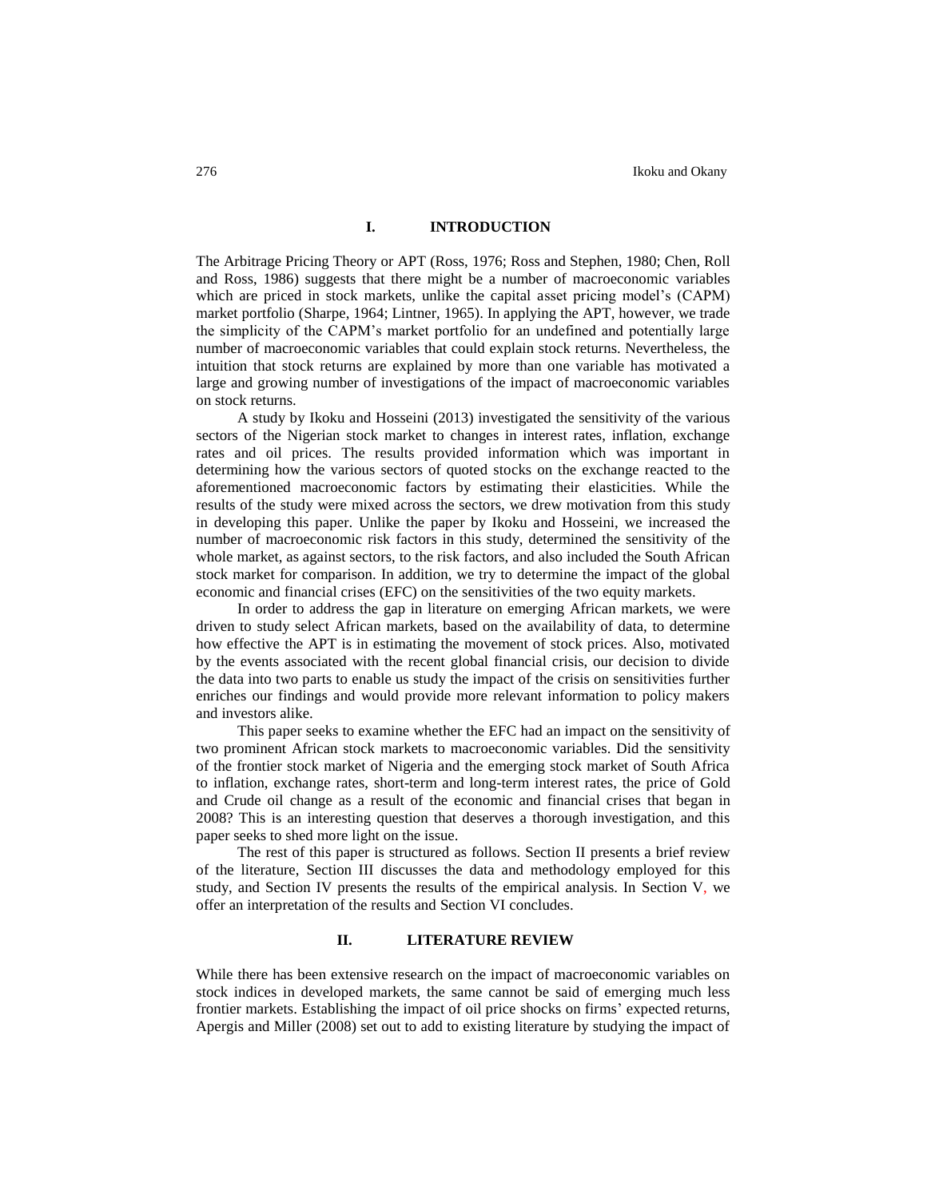## I. INTRODUCTION

The Arbitrage Pricing Theory or APT (Ross, 1976; Ross and Stephen, 1980; Chen, Roll and Ross, 1986) suggests that there might be a number of macroeconomic variables which are priced in stock markets, unlike the capital asset pricing model's (CAPM) market portfolio (Sharpe, 1964; Lintner, 1965). In applying the APT, however, we trade the simplicity of the CAPM's market portfolio for an undefined and potentially large number of macroeconomic variables that could explain stock returns. Nevertheless, the intuition that stock returns are explained by more than one variable has motivated a large and growing number of investigations of the impact of macroeconomic variables on stock returns.

A study by Ikoku and Hosseini (2013) investigated the sensitivity of the various sectors of the Nigerian stock market to changes in interest rates, inflation, exchange rates and oil prices. The results provided information which was important in determining how the various sectors of quoted stocks on the exchange reacted to the aforementioned macroeconomic factors by estimating their elasticities. While the results of the study were mixed across the sectors, we drew motivation from this study in developing this paper. Unlike the paper by Ikoku and Hosseini, we increased the number of macroeconomic risk factors in this study, determined the sensitivity of the whole market, as against sectors, to the risk factors, and also included the South African stock market for comparison. In addition, we try to determine the impact of the global economic and financial crises (EFC) on the sensitivities of the two equity markets.

In order to address the gap in literature on emerging African markets, we were driven to study select African markets, based on the availability of data, to determine how effective the APT is in estimating the movement of stock prices. Also, motivated by the events associated with the recent global financial crisis, our decision to divide the data into two parts to enable us study the impact of the crisis on sensitivities further enriches our findings and would provide more relevant information to policy makers and investors alike.

This paper seeks to examine whether the EFC had an impact on the sensitivity of two prominent African stock markets to macroeconomic variables. Did the sensitivity of the frontier stock market of Nigeria and the emerging stock market of South Africa to inflation, exchange rates, short-term and long-term interest rates, the price of Gold and Crude oil change as a result of the economic and financial crises that began in 2008? This is an interesting question that deserves a thorough investigation, and this paper seeks to shed more light on the issue.

The rest of this paper is structured as follows. Section II presents a brief review of the literature, Section III discusses the data and methodology employed for this study, and Section IV presents the results of the empirical analysis. In Section V, we offer an interpretation of the results and Section VI concludes.

## II. LITERATURE REVIEW

While there has been extensive research on the impact of macroeconomic variables on stock indices in developed markets, the same cannot be said of emerging much less frontier markets. Establishing the impact of oil price shocks on firms' expected returns, Apergis and Miller (2008) set out to add to existing literature by studying the impact of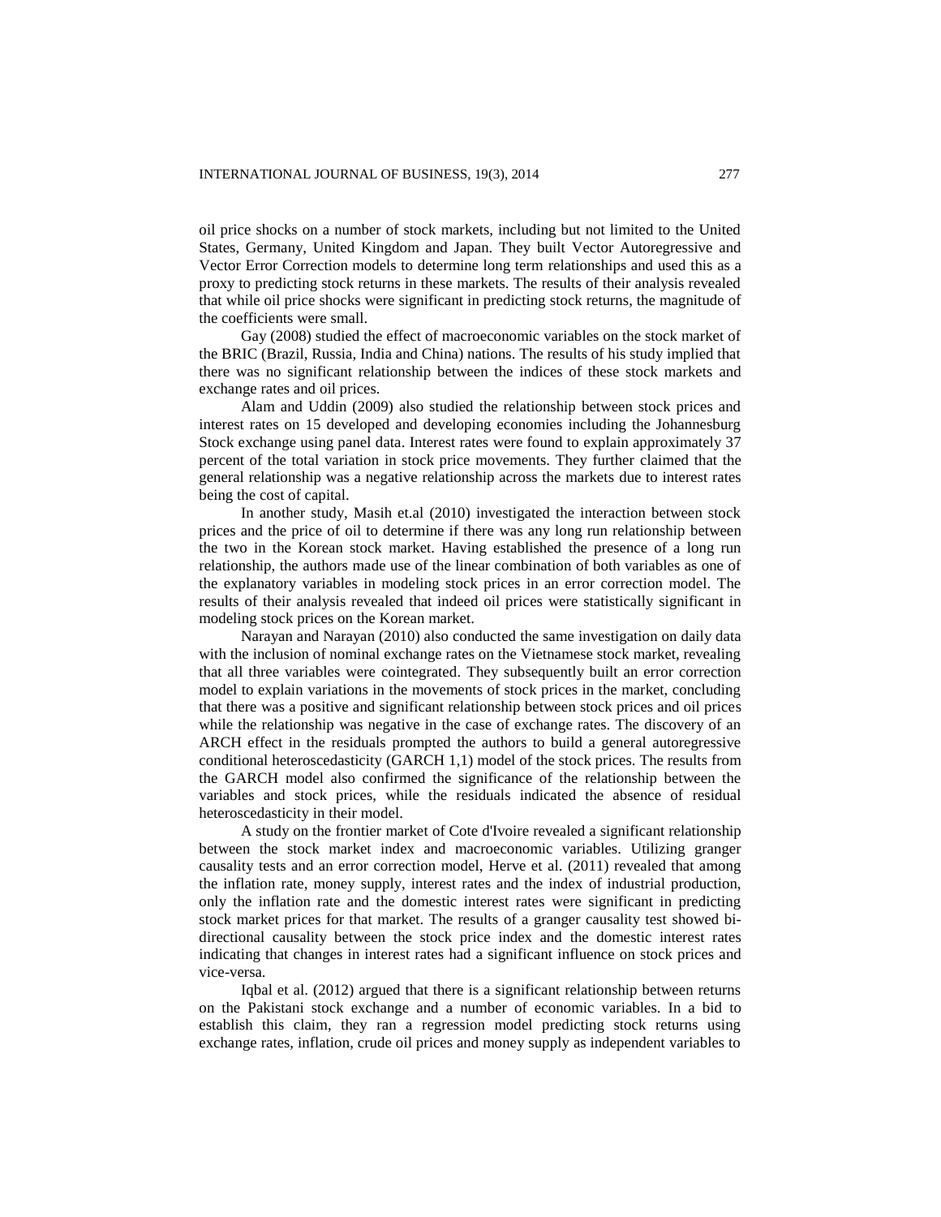oil price shocks on a number of stock markets, including but not limited to the United States, Germany, United Kingdom and Japan. They built Vector Autoregressive and Vector Error Correction models to determine long term relationships and used this as a proxy to predicting stock returns in these markets. The results of their analysis revealed that while oil price shocks were significant in predicting stock returns, the magnitude of the coefficients were small.

Gay (2008) studied the effect of macroeconomic variables on the stock market of the BRIC (Brazil, Russia, India and China) nations. The results of his study implied that there was no significant relationship between the indices of these stock markets and exchange rates and oil prices.

Alam and Uddin (2009) also studied the relationship between stock prices and interest rates on 15 developed and developing economies including the Johannesburg Stock exchange using panel data. Interest rates were found to explain approximately 37 percent of the total variation in stock price movements. They further claimed that the general relationship was a negative relationship across the markets due to interest rates being the cost of capital.

In another study, Masih et.al (2010) investigated the interaction between stock prices and the price of oil to determine if there was any long run relationship between the two in the Korean stock market. Having established the presence of a long run relationship, the authors made use of the linear combination of both variables as one of the explanatory variables in modeling stock prices in an error correction model. The results of their analysis revealed that indeed oil prices were statistically significant in modeling stock prices on the Korean market.

Narayan and Narayan (2010) also conducted the same investigation on daily data with the inclusion of nominal exchange rates on the Vietnamese stock market, revealing that all three variables were cointegrated. They subsequently built an error correction model to explain variations in the movements of stock prices in the market, concluding that there was a positive and significant relationship between stock prices and oil prices while the relationship was negative in the case of exchange rates. The discovery of an ARCH effect in the residuals prompted the authors to build a general autoregressive conditional heteroscedasticity (GARCH 1,1) model of the stock prices. The results from the GARCH model also confirmed the significance of the relationship between the variables and stock prices, while the residuals indicated the absence of residual heteroscedasticity in their model.

A study on the frontier market of Cote d'Ivoire revealed a significant relationship between the stock market index and macroeconomic variables. Utilizing granger causality tests and an error correction model, Herve et al. (2011) revealed that among the inflation rate, money supply, interest rates and the index of industrial production, only the inflation rate and the domestic interest rates were significant in predicting stock market prices for that market. The results of a granger causality test showed bi-directional causality between the stock price index and the domestic interest rates indicating that changes in interest rates had a significant influence on stock prices and vice-versa.

Iqbal et al. (2012) argued that there is a significant relationship between returns on the Pakistani stock exchange and a number of economic variables. In a bid to establish this claim, they ran a regression model predicting stock returns using exchange rates, inflation, crude oil prices and money supply as independent variables to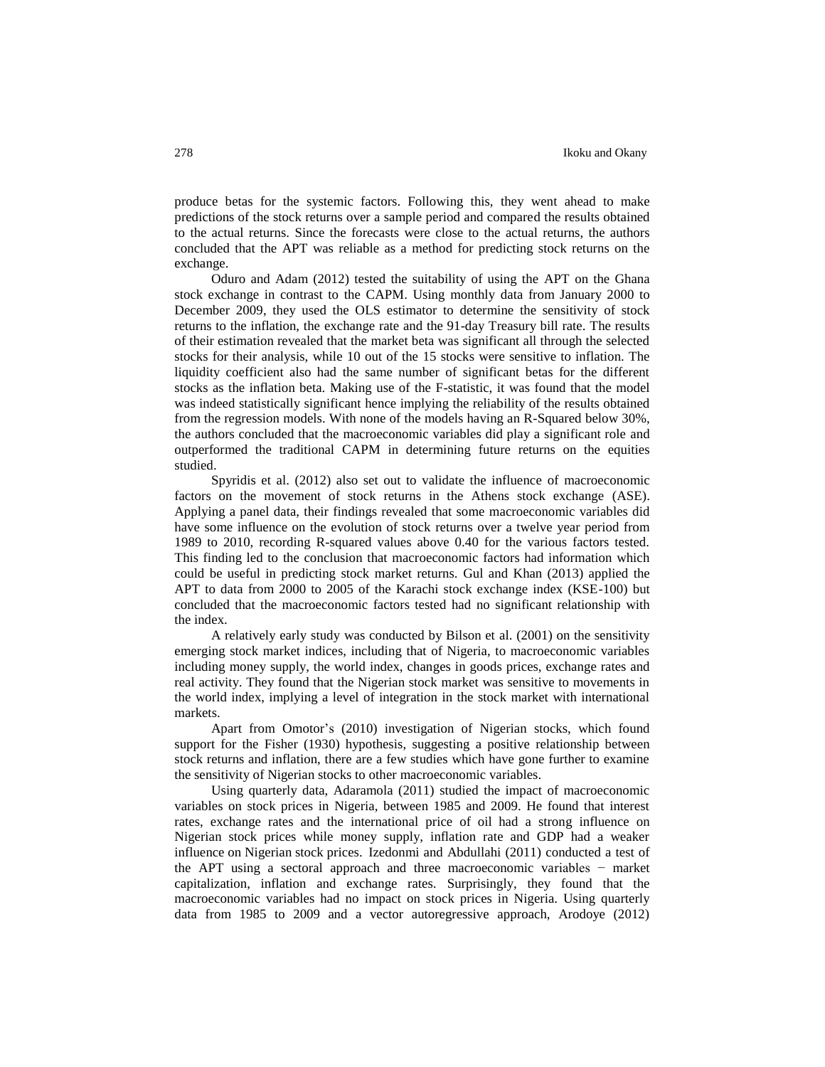produce betas for the systemic factors. Following this, they went ahead to make predictions of the stock returns over a sample period and compared the results obtained to the actual returns. Since the forecasts were close to the actual returns, the authors concluded that the APT was reliable as a method for predicting stock returns on the exchange.

Oduro and Adam (2012) tested the suitability of using the APT on the Ghana stock exchange in contrast to the CAPM. Using monthly data from January 2000 to December 2009, they used the OLS estimator to determine the sensitivity of stock returns to the inflation, the exchange rate and the 91-day Treasury bill rate. The results of their estimation revealed that the market beta was significant all through the selected stocks for their analysis, while 10 out of the 15 stocks were sensitive to inflation. The liquidity coefficient also had the same number of significant betas for the different stocks as the inflation beta. Making use of the F-statistic, it was found that the model was indeed statistically significant hence implying the reliability of the results obtained from the regression models. With none of the models having an R-Squared below 30%, the authors concluded that the macroeconomic variables did play a significant role and outperformed the traditional CAPM in determining future returns on the equities studied.

Spyridis et al. (2012) also set out to validate the influence of macroeconomic factors on the movement of stock returns in the Athens stock exchange (ASE). Applying a panel data, their findings revealed that some macroeconomic variables did have some influence on the evolution of stock returns over a twelve year period from 1989 to 2010, recording R-squared values above 0.40 for the various factors tested. This finding led to the conclusion that macroeconomic factors had information which could be useful in predicting stock market returns. Gul and Khan (2013) applied the APT to data from 2000 to 2005 of the Karachi stock exchange index (KSE-100) but concluded that the macroeconomic factors tested had no significant relationship with the index.

A relatively early study was conducted by Bilson et al. (2001) on the sensitivity emerging stock market indices, including that of Nigeria, to macroeconomic variables including money supply, the world index, changes in goods prices, exchange rates and real activity. They found that the Nigerian stock market was sensitive to movements in the world index, implying a level of integration in the stock market with international markets.

Apart from Omotor's (2010) investigation of Nigerian stocks, which found support for the Fisher (1930) hypothesis, suggesting a positive relationship between stock returns and inflation, there are a few studies which have gone further to examine the sensitivity of Nigerian stocks to other macroeconomic variables.

Using quarterly data, Adaramola (2011) studied the impact of macroeconomic variables on stock prices in Nigeria, between 1985 and 2009. He found that interest rates, exchange rates and the international price of oil had a strong influence on Nigerian stock prices while money supply, inflation rate and GDP had a weaker influence on Nigerian stock prices. Izedonmi and Abdullahi (2011) conducted a test of the APT using a sectoral approach and three macroeconomic variables − market capitalization, inflation and exchange rates. Surprisingly, they found that the macroeconomic variables had no impact on stock prices in Nigeria. Using quarterly data from 1985 to 2009 and a vector autoregressive approach, Arodoye (2012)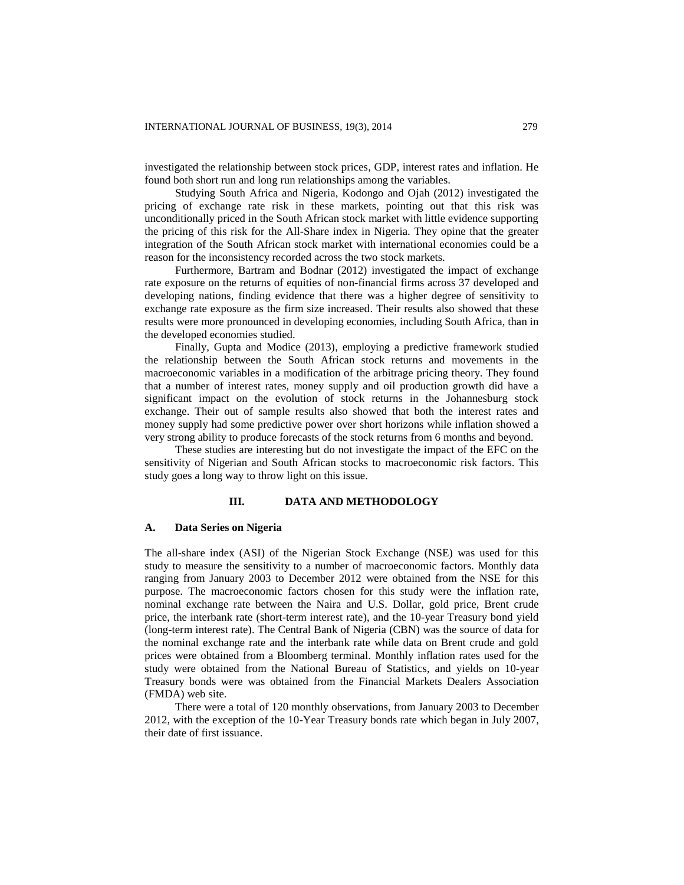investigated the relationship between stock prices, GDP, interest rates and inflation. He found both short run and long run relationships among the variables.

Studying South Africa and Nigeria, Kodongo and Ojah (2012) investigated the pricing of exchange rate risk in these markets, pointing out that this risk was unconditionally priced in the South African stock market with little evidence supporting the pricing of this risk for the All-Share index in Nigeria. They opine that the greater integration of the South African stock market with international economies could be a reason for the inconsistency recorded across the two stock markets.

Furthermore, Bartram and Bodnar (2012) investigated the impact of exchange rate exposure on the returns of equities of non-financial firms across 37 developed and developing nations, finding evidence that there was a higher degree of sensitivity to exchange rate exposure as the firm size increased. Their results also showed that these results were more pronounced in developing economies, including South Africa, than in the developed economies studied.

Finally, Gupta and Modice (2013), employing a predictive framework studied the relationship between the South African stock returns and movements in the macroeconomic variables in a modification of the arbitrage pricing theory. They found that a number of interest rates, money supply and oil production growth did have a significant impact on the evolution of stock returns in the Johannesburg stock exchange. Their out of sample results also showed that both the interest rates and money supply had some predictive power over short horizons while inflation showed a very strong ability to produce forecasts of the stock returns from 6 months and beyond.

These studies are interesting but do not investigate the impact of the EFC on the sensitivity of Nigerian and South African stocks to macroeconomic risk factors. This study goes a long way to throw light on this issue.

## III. DATA AND METHODOLOGY

### A. Data Series on Nigeria

The all-share index (ASI) of the Nigerian Stock Exchange (NSE) was used for this study to measure the sensitivity to a number of macroeconomic factors. Monthly data ranging from January 2003 to December 2012 were obtained from the NSE for this purpose. The macroeconomic factors chosen for this study were the inflation rate, nominal exchange rate between the Naira and U.S. Dollar, gold price, Brent crude price, the interbank rate (short-term interest rate), and the 10-year Treasury bond yield (long-term interest rate). The Central Bank of Nigeria (CBN) was the source of data for the nominal exchange rate and the interbank rate while data on Brent crude and gold prices were obtained from a Bloomberg terminal. Monthly inflation rates used for the study were obtained from the National Bureau of Statistics, and yields on 10-year Treasury bonds were was obtained from the Financial Markets Dealers Association (FMDA) web site.

There were a total of 120 monthly observations, from January 2003 to December 2012, with the exception of the 10-Year Treasury bonds rate which began in July 2007, their date of first issuance.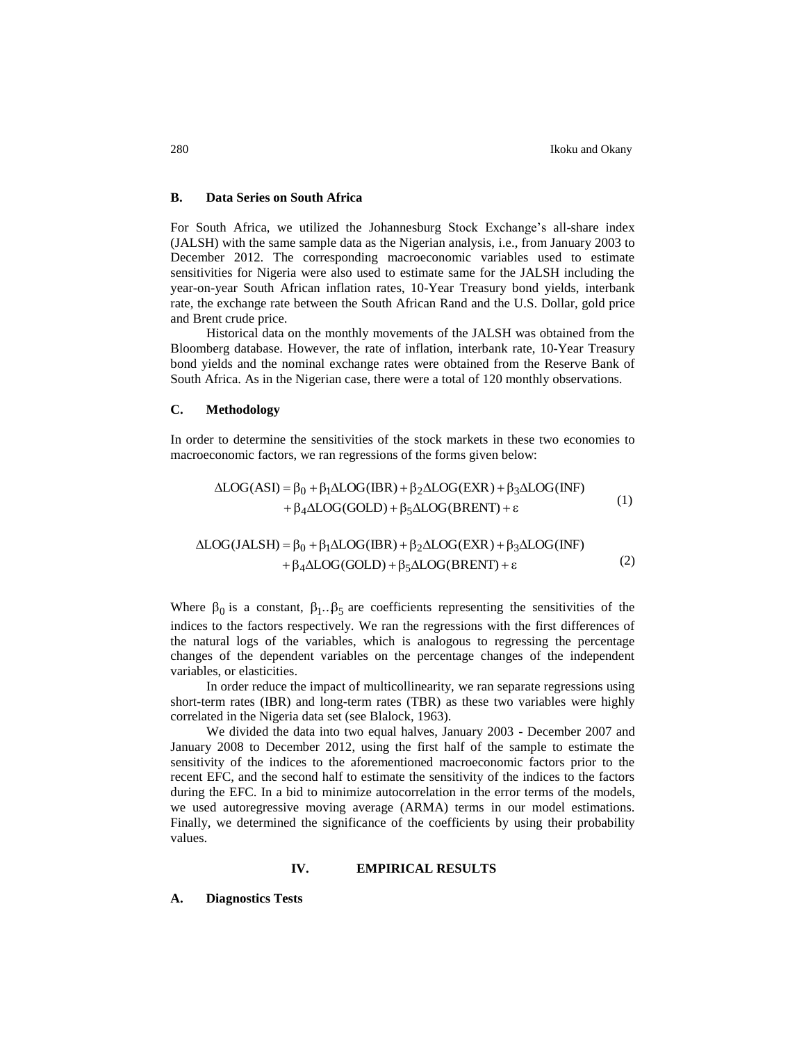### B. Data Series on South Africa

For South Africa, we utilized the Johannesburg Stock Exchange's all-share index (JALSH) with the same sample data as the Nigerian analysis, i.e., from January 2003 to December 2012. The corresponding macroeconomic variables used to estimate sensitivities for Nigeria were also used to estimate same for the JALSH including the year-on-year South African inflation rates, 10-Year Treasury bond yields, interbank rate, the exchange rate between the South African Rand and the U.S. Dollar, gold price and Brent crude price.

Historical data on the monthly movements of the JALSH was obtained from the Bloomberg database. However, the rate of inflation, interbank rate, 10-Year Treasury bond yields and the nominal exchange rates were obtained from the Reserve Bank of South Africa. As in the Nigerian case, there were a total of 120 monthly observations.

### C. Methodology

In order to determine the sensitivities of the stock markets in these two economies to macroeconomic factors, we ran regressions of the forms given below:

$$\Delta \text{LOG(ASI)} = \beta_0 + \beta_1 \Delta \text{LOG(IBR)} + \beta_2 \Delta \text{LOG(EXR)} + \beta_3 \Delta \text{LOG(INF)} + \beta_4 \Delta \text{LOG(GOLD)} + \beta_5 \Delta \text{LOG(BRENT)} + \varepsilon \quad (1)$$

$$\Delta \text{LOG(JALSH)} = \beta_0 + \beta_1 \Delta \text{LOG(IBR)} + \beta_2 \Delta \text{LOG(EXR)} + \beta_3 \Delta \text{LOG(INF)} + \beta_4 \Delta \text{LOG(GOLD)} + \beta_5 \Delta \text{LOG(BRENT)} + \varepsilon \quad (2)$$

Where $\beta_0$ is a constant, $\beta_1 .. \beta_5$ are coefficients representing the sensitivities of the indices to the factors respectively. We ran the regressions with the first differences of the natural logs of the variables, which is analogous to regressing the percentage changes of the dependent variables on the percentage changes of the independent variables, or elasticities.

In order reduce the impact of multicollinearity, we ran separate regressions using short-term rates (IBR) and long-term rates (TBR) as these two variables were highly correlated in the Nigeria data set (see Blalock, 1963).

We divided the data into two equal halves, January 2003 - December 2007 and January 2008 to December 2012, using the first half of the sample to estimate the sensitivity of the indices to the aforementioned macroeconomic factors prior to the recent EFC, and the second half to estimate the sensitivity of the indices to the factors during the EFC. In a bid to minimize autocorrelation in the error terms of the models, we used autoregressive moving average (ARMA) terms in our model estimations. Finally, we determined the significance of the coefficients by using their probability values.

## IV. EMPIRICAL RESULTS

### A. Diagnostics Tests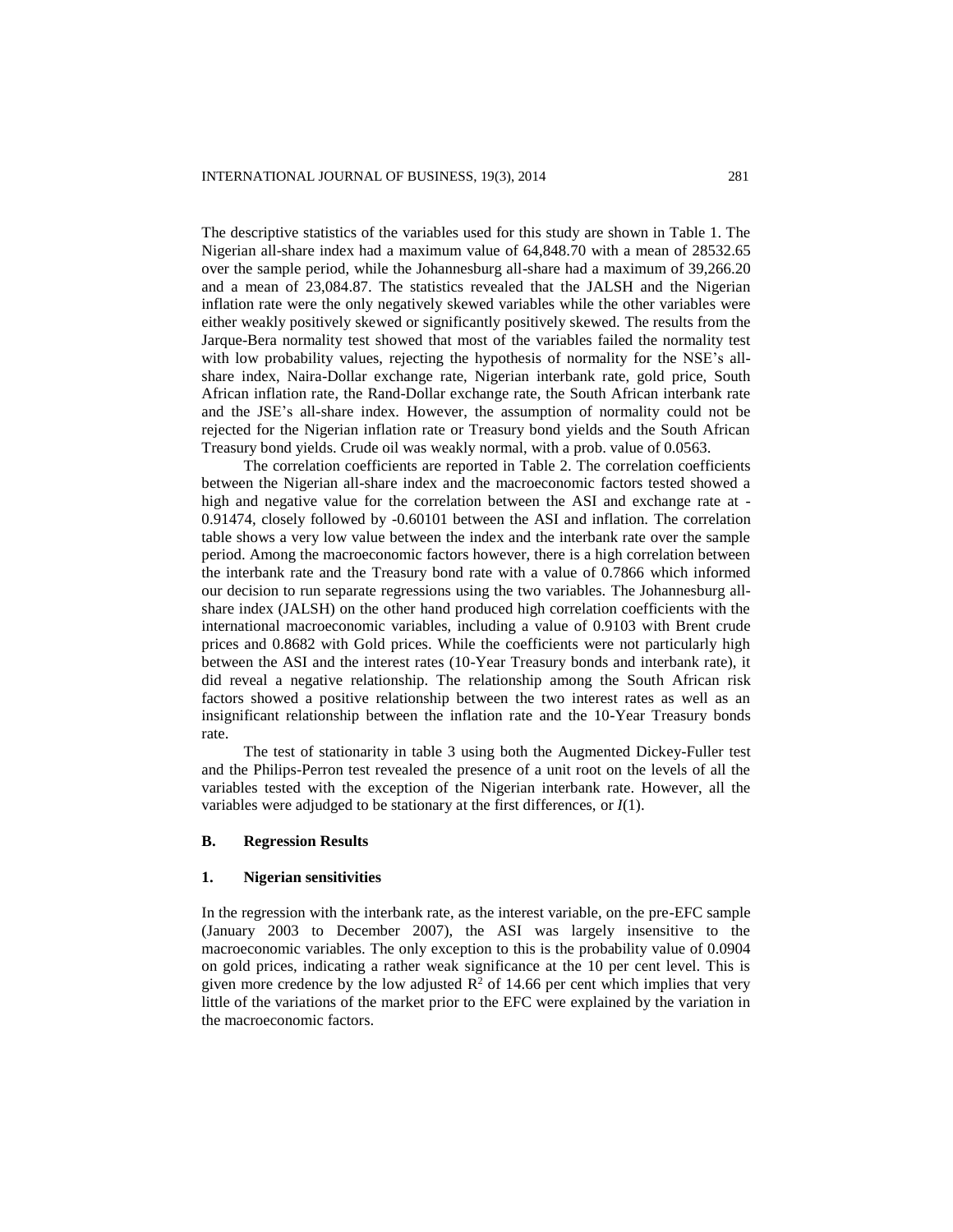The descriptive statistics of the variables used for this study are shown in Table 1. The Nigerian all-share index had a maximum value of 64,848.70 with a mean of 28532.65 over the sample period, while the Johannesburg all-share had a maximum of 39,266.20 and a mean of 23,084.87. The statistics revealed that the JALSH and the Nigerian inflation rate were the only negatively skewed variables while the other variables were either weakly positively skewed or significantly positively skewed. The results from the Jarque-Bera normality test showed that most of the variables failed the normality test with low probability values, rejecting the hypothesis of normality for the NSE's all-share index, Naira-Dollar exchange rate, Nigerian interbank rate, gold price, South African inflation rate, the Rand-Dollar exchange rate, the South African interbank rate and the JSE's all-share index. However, the assumption of normality could not be rejected for the Nigerian inflation rate or Treasury bond yields and the South African Treasury bond yields. Crude oil was weakly normal, with a prob. value of 0.0563.

The correlation coefficients are reported in Table 2. The correlation coefficients between the Nigerian all-share index and the macroeconomic factors tested showed a high and negative value for the correlation between the ASI and exchange rate at -0.91474, closely followed by -0.60101 between the ASI and inflation. The correlation table shows a very low value between the index and the interbank rate over the sample period. Among the macroeconomic factors however, there is a high correlation between the interbank rate and the Treasury bond rate with a value of 0.7866 which informed our decision to run separate regressions using the two variables. The Johannesburg all-share index (JALSH) on the other hand produced high correlation coefficients with the international macroeconomic variables, including a value of 0.9103 with Brent crude prices and 0.8682 with Gold prices. While the coefficients were not particularly high between the ASI and the interest rates (10-Year Treasury bonds and interbank rate), it did reveal a negative relationship. The relationship among the South African risk factors showed a positive relationship between the two interest rates as well as an insignificant relationship between the inflation rate and the 10-Year Treasury bonds rate.

The test of stationarity in table 3 using both the Augmented Dickey-Fuller test and the Philips-Perron test revealed the presence of a unit root on the levels of all the variables tested with the exception of the Nigerian interbank rate. However, all the variables were adjudged to be stationary at the first differences, or *I*(1).

### B. Regression Results

#### 1. Nigerian sensitivities

In the regression with the interbank rate, as the interest variable, on the pre-EFC sample (January 2003 to December 2007), the ASI was largely insensitive to the macroeconomic variables. The only exception to this is the probability value of 0.0904 on gold prices, indicating a rather weak significance at the 10 per cent level. This is given more credence by the low adjusted $R^2$ of 14.66 per cent which implies that very little of the variations of the market prior to the EFC were explained by the variation in the macroeconomic factors.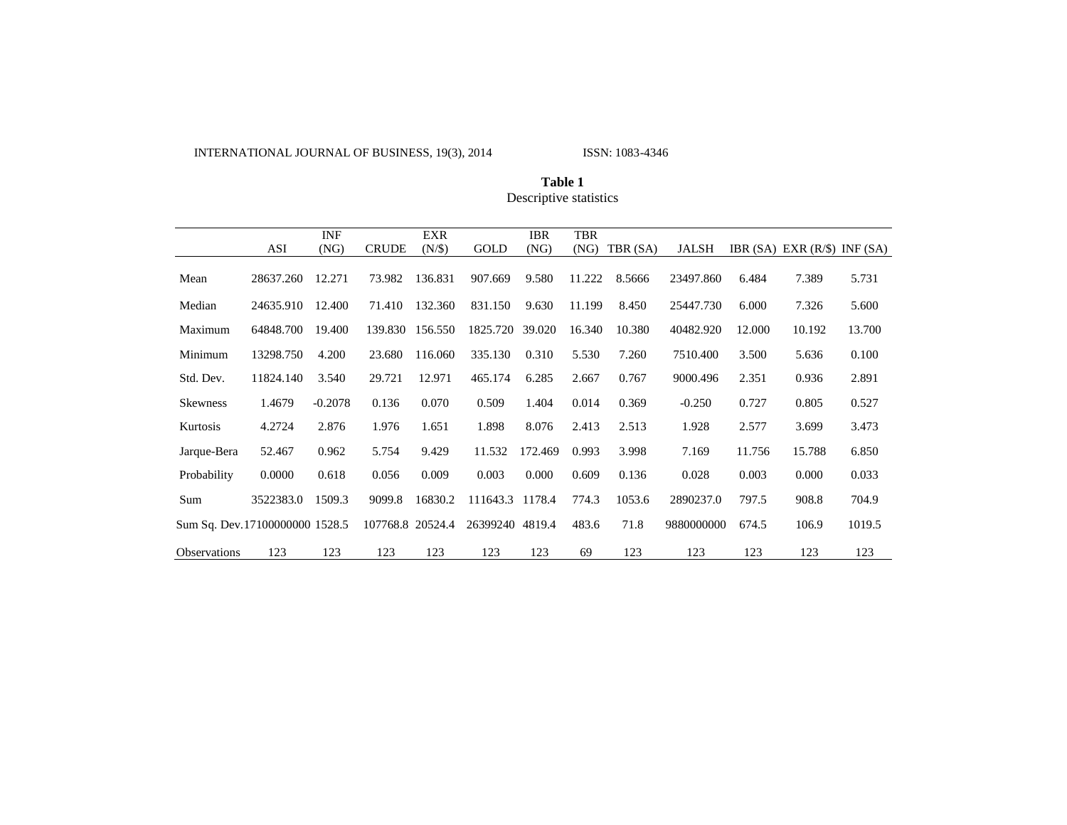**Table 1**
Descriptive statistics

| | ASI | INF (NG) | CRUDE | EXR (N/$) | GOLD | IBR (NG) | TBR (NG) | TBR (SA) | JALSH | IBR (SA) | EXR (R/$) | INF (SA) |
|---|---|---|---|---|---|---|---|---|---|---|---|---|
| Mean | 28637.260 | 12.271 | 73.982 | 136.831 | 907.669 | 9.580 | 11.222 | 8.5666 | 23497.860 | 6.484 | 7.389 | 5.731 |
| Median | 24635.910 | 12.400 | 71.410 | 132.360 | 831.150 | 9.630 | 11.199 | 8.450 | 25447.730 | 6.000 | 7.326 | 5.600 |
| Maximum | 64848.700 | 19.400 | 139.830 | 156.550 | 1825.720 | 39.020 | 16.340 | 10.380 | 40482.920 | 12.000 | 10.192 | 13.700 |
| Minimum | 13298.750 | 4.200 | 23.680 | 116.060 | 335.130 | 0.310 | 5.530 | 7.260 | 7510.400 | 3.500 | 5.636 | 0.100 |
| Std. Dev. | 11824.140 | 3.540 | 29.721 | 12.971 | 465.174 | 6.285 | 2.667 | 0.767 | 9000.496 | 2.351 | 0.936 | 2.891 |
| Skewness | 1.4679 | -0.2078 | 0.136 | 0.070 | 0.509 | 1.404 | 0.014 | 0.369 | -0.250 | 0.727 | 0.805 | 0.527 |
| Kurtosis | 4.2724 | 2.876 | 1.976 | 1.651 | 1.898 | 8.076 | 2.413 | 2.513 | 1.928 | 2.577 | 3.699 | 3.473 |
| Jarque-Bera | 52.467 | 0.962 | 5.754 | 9.429 | 11.532 | 172.469 | 0.993 | 3.998 | 7.169 | 11.756 | 15.788 | 6.850 |
| Probability | 0.0000 | 0.618 | 0.056 | 0.009 | 0.003 | 0.000 | 0.609 | 0.136 | 0.028 | 0.003 | 0.000 | 0.033 |
| Sum | 3522383.0 | 1509.3 | 9099.8 | 16830.2 | 111643.3 | 1178.4 | 774.3 | 1053.6 | 2890237.0 | 797.5 | 908.8 | 704.9 |
| Sum Sq. Dev. | 17100000000 | 1528.5 | 107768.8 | 20524.4 | 26399240 | 4819.4 | 483.6 | 71.8 | 9880000000 | 674.5 | 106.9 | 1019.5 |
| Observations | 123 | 123 | 123 | 123 | 123 | 123 | 69 | 123 | 123 | 123 | 123 | 123 |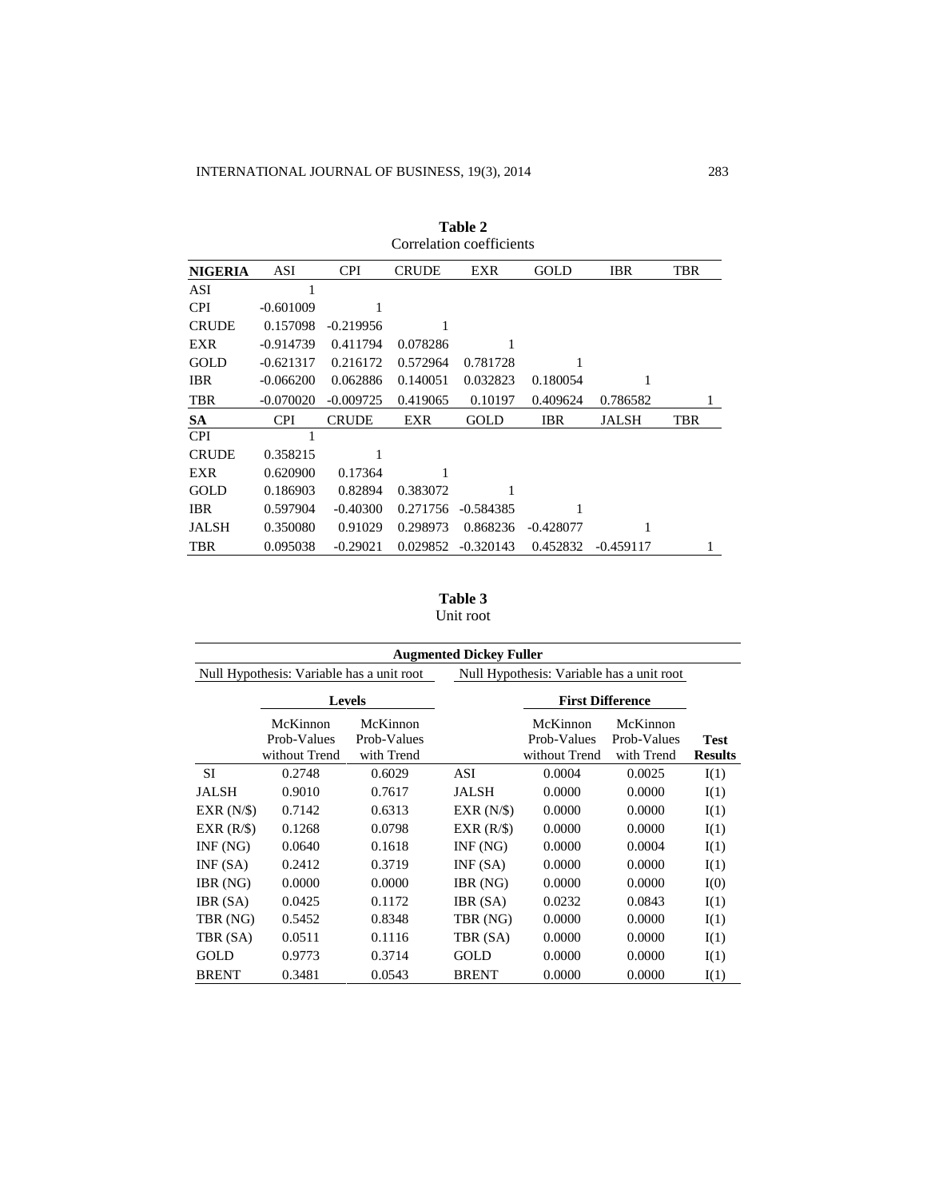**Table 2**
Correlation coefficients

| **NIGERIA** | ASI | CPI | CRUDE | EXR | GOLD | IBR | TBR |
|---|---|---|---|---|---|---|---|
| ASI | 1 | | | | | | |
| CPI | -0.601009 | 1 | | | | | |
| CRUDE | 0.157098 | -0.219956 | 1 | | | | |
| EXR | -0.914739 | 0.411794 | 0.078286 | 1 | | | |
| GOLD | -0.621317 | 0.216172 | 0.572964 | 0.781728 | 1 | | |
| IBR | -0.066200 | 0.062886 | 0.140051 | 0.032823 | 0.180054 | 1 | |
| TBR | -0.070020 | -0.009725 | 0.419065 | 0.10197 | 0.409624 | 0.786582 | 1 |
| **SA** | CPI | CRUDE | EXR | GOLD | IBR | JALSH | TBR |
| CPI | 1 | | | | | | |
| CRUDE | 0.358215 | 1 | | | | | |
| EXR | 0.620900 | 0.17364 | 1 | | | | |
| GOLD | 0.186903 | 0.82894 | 0.383072 | 1 | | | |
| IBR | 0.597904 | -0.40300 | 0.271756 | -0.584385 | 1 | | |
| JALSH | 0.350080 | 0.91029 | 0.298973 | 0.868236 | -0.428077 | 1 | |
| TBR | 0.095038 | -0.29021 | 0.029852 | -0.320143 | 0.452832 | -0.459117 | 1 |

**Table 3**
Unit root

| **Augmented Dickey Fuller** | | | | | | |
|---|---|---|---|---|---|---|
| Null Hypothesis: Variable has a unit root | | | Null Hypothesis: Variable has a unit root | | | |
| | **Levels** | | | **First Difference** | | |
| | McKinnon Prob-Values without Trend | McKinnon Prob-Values with Trend | | McKinnon Prob-Values without Trend | McKinnon Prob-Values with Trend | **Test Results** |
| SI | 0.2748 | 0.6029 | ASI | 0.0004 | 0.0025 | I(1) |
| JALSH | 0.9010 | 0.7617 | JALSH | 0.0000 | 0.0000 | I(1) |
| EXR (N/$) | 0.7142 | 0.6313 | EXR (N/$) | 0.0000 | 0.0000 | I(1) |
| EXR (R/$) | 0.1268 | 0.0798 | EXR (R/$) | 0.0000 | 0.0000 | I(1) |
| INF (NG) | 0.0640 | 0.1618 | INF (NG) | 0.0000 | 0.0004 | I(1) |
| INF (SA) | 0.2412 | 0.3719 | INF (SA) | 0.0000 | 0.0000 | I(1) |
| IBR (NG) | 0.0000 | 0.0000 | IBR (NG) | 0.0000 | 0.0000 | I(0) |
| IBR (SA) | 0.0425 | 0.1172 | IBR (SA) | 0.0232 | 0.0843 | I(1) |
| TBR (NG) | 0.5452 | 0.8348 | TBR (NG) | 0.0000 | 0.0000 | I(1) |
| TBR (SA) | 0.0511 | 0.1116 | TBR (SA) | 0.0000 | 0.0000 | I(1) |
| GOLD | 0.9773 | 0.3714 | GOLD | 0.0000 | 0.0000 | I(1) |
| BRENT | 0.3481 | 0.0543 | BRENT | 0.0000 | 0.0000 | I(1) |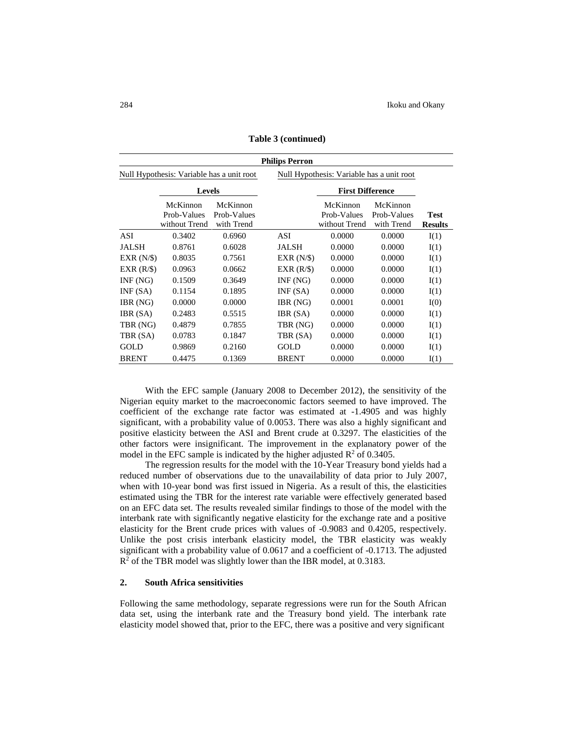**Table 3 (continued)**

| **Philips Perron** | | | | | | |
|---|---|---|---|---|---|---|
| Null Hypothesis: Variable has a unit root | | | Null Hypothesis: Variable has a unit root | | | |
| | **Levels** | | | **First Difference** | | |
| | McKinnon Prob-Values without Trend | McKinnon Prob-Values with Trend | | McKinnon Prob-Values without Trend | McKinnon Prob-Values with Trend | **Test Results** |
| ASI | 0.3402 | 0.6960 | ASI | 0.0000 | 0.0000 | I(1) |
| JALSH | 0.8761 | 0.6028 | JALSH | 0.0000 | 0.0000 | I(1) |
| EXR (N/$) | 0.8035 | 0.7561 | EXR (N/$) | 0.0000 | 0.0000 | I(1) |
| EXR (R/$) | 0.0963 | 0.0662 | EXR (R/$) | 0.0000 | 0.0000 | I(1) |
| INF (NG) | 0.1509 | 0.3649 | INF (NG) | 0.0000 | 0.0000 | I(1) |
| INF (SA) | 0.1154 | 0.1895 | INF (SA) | 0.0000 | 0.0000 | I(1) |
| IBR (NG) | 0.0000 | 0.0000 | IBR (NG) | 0.0001 | 0.0001 | I(0) |
| IBR (SA) | 0.2483 | 0.5515 | IBR (SA) | 0.0000 | 0.0000 | I(1) |
| TBR (NG) | 0.4879 | 0.7855 | TBR (NG) | 0.0000 | 0.0000 | I(1) |
| TBR (SA) | 0.0783 | 0.1847 | TBR (SA) | 0.0000 | 0.0000 | I(1) |
| GOLD | 0.9869 | 0.2160 | GOLD | 0.0000 | 0.0000 | I(1) |
| BRENT | 0.4475 | 0.1369 | BRENT | 0.0000 | 0.0000 | I(1) |

With the EFC sample (January 2008 to December 2012), the sensitivity of the Nigerian equity market to the macroeconomic factors seemed to have improved. The coefficient of the exchange rate factor was estimated at -1.4905 and was highly significant, with a probability value of 0.0053. There was also a highly significant and positive elasticity between the ASI and Brent crude at 0.3297. The elasticities of the other factors were insignificant. The improvement in the explanatory power of the model in the EFC sample is indicated by the higher adjusted $R^2$ of 0.3405.

The regression results for the model with the 10-Year Treasury bond yields had a reduced number of observations due to the unavailability of data prior to July 2007, when with 10-year bond was first issued in Nigeria. As a result of this, the elasticities estimated using the TBR for the interest rate variable were effectively generated based on an EFC data set. The results revealed similar findings to those of the model with the interbank rate with significantly negative elasticity for the exchange rate and a positive elasticity for the Brent crude prices with values of -0.9083 and 0.4205, respectively. Unlike the post crisis interbank elasticity model, the TBR elasticity was weakly significant with a probability value of 0.0617 and a coefficient of -0.1713. The adjusted $R^2$ of the TBR model was slightly lower than the IBR model, at 0.3183.

## 2. South Africa sensitivities

Following the same methodology, separate regressions were run for the South African data set, using the interbank rate and the Treasury bond yield. The interbank rate elasticity model showed that, prior to the EFC, there was a positive and very significant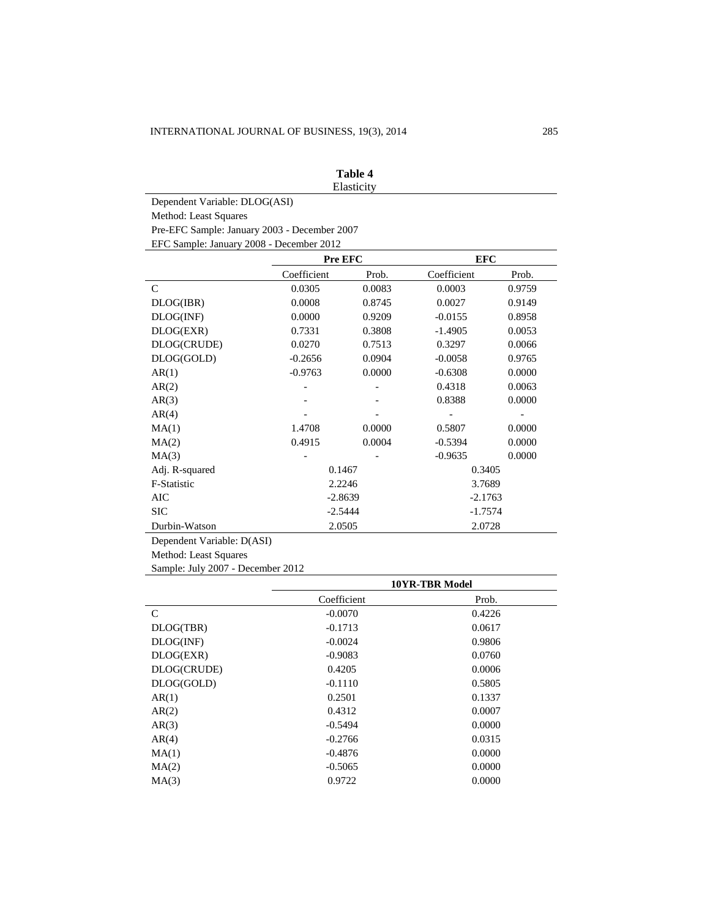**Table 4**
Elasticity

Dependent Variable: DLOG(ASI)
Method: Least Squares
Pre-EFC Sample: January 2003 - December 2007
EFC Sample: January 2008 - December 2012

| | **Pre EFC** | | **EFC** | |
|---|---|---|---|---|
| | Coefficient | Prob. | Coefficient | Prob. |
| C | 0.0305 | 0.0083 | 0.0003 | 0.9759 |
| DLOG(IBR) | 0.0008 | 0.8745 | 0.0027 | 0.9149 |
| DLOG(INF) | 0.0000 | 0.9209 | -0.0155 | 0.8958 |
| DLOG(EXR) | 0.7331 | 0.3808 | -1.4905 | 0.0053 |
| DLOG(CRUDE) | 0.0270 | 0.7513 | 0.3297 | 0.0066 |
| DLOG(GOLD) | -0.2656 | 0.0904 | -0.0058 | 0.9765 |
| AR(1) | -0.9763 | 0.0000 | -0.6308 | 0.0000 |
| AR(2) | - | - | 0.4318 | 0.0063 |
| AR(3) | - | - | 0.8388 | 0.0000 |
| AR(4) | - | - | - | - |
| MA(1) | 1.4708 | 0.0000 | 0.5807 | 0.0000 |
| MA(2) | 0.4915 | 0.0004 | -0.5394 | 0.0000 |
| MA(3) | - | - | -0.9635 | 0.0000 |
| Adj. R-squared | 0.1467 | | 0.3405 | |
| F-Statistic | 2.2246 | | 3.7689 | |
| AIC | -2.8639 | | -2.1763 | |
| SIC | -2.5444 | | -1.7574 | |
| Durbin-Watson | 2.0505 | | 2.0728 | |

Dependent Variable: D(ASI)
Method: Least Squares
Sample: July 2007 - December 2012

| | **10YR-TBR Model** | |
|---|---|---|
| | Coefficient | Prob. |
| C | -0.0070 | 0.4226 |
| DLOG(TBR) | -0.1713 | 0.0617 |
| DLOG(INF) | -0.0024 | 0.9806 |
| DLOG(EXR) | -0.9083 | 0.0760 |
| DLOG(CRUDE) | 0.4205 | 0.0006 |
| DLOG(GOLD) | -0.1110 | 0.5805 |
| AR(1) | 0.2501 | 0.1337 |
| AR(2) | 0.4312 | 0.0007 |
| AR(3) | -0.5494 | 0.0000 |
| AR(4) | -0.2766 | 0.0315 |
| MA(1) | -0.4876 | 0.0000 |
| MA(2) | -0.5065 | 0.0000 |
| MA(3) | 0.9722 | 0.0000 |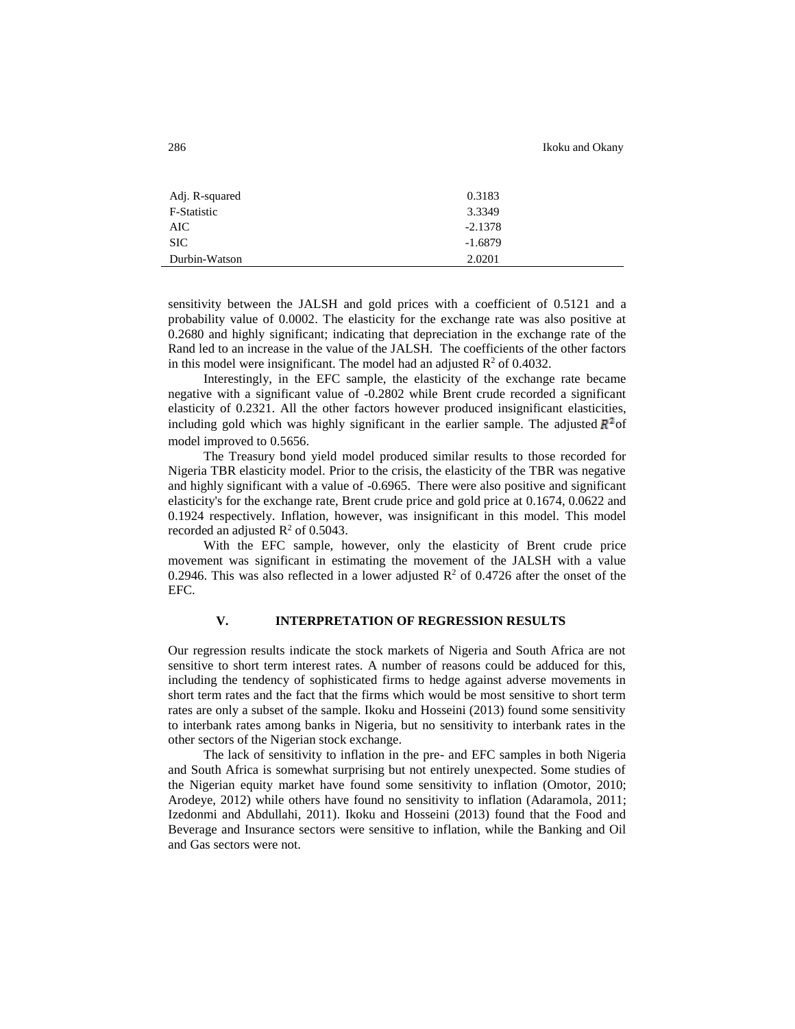| | |
|---|---|
| Adj. R-squared | 0.3183 |
| F-Statistic | 3.3349 |
| AIC | -2.1378 |
| SIC | -1.6879 |
| Durbin-Watson | 2.0201 |

sensitivity between the JALSH and gold prices with a coefficient of 0.5121 and a probability value of 0.0002. The elasticity for the exchange rate was also positive at 0.2680 and highly significant; indicating that depreciation in the exchange rate of the Rand led to an increase in the value of the JALSH. The coefficients of the other factors in this model were insignificant. The model had an adjusted $R^2$ of 0.4032.

Interestingly, in the EFC sample, the elasticity of the exchange rate became negative with a significant value of -0.2802 while Brent crude recorded a significant elasticity of 0.2321. All the other factors however produced insignificant elasticities, including gold which was highly significant in the earlier sample. The adjusted $R^2$ of model improved to 0.5656.

The Treasury bond yield model produced similar results to those recorded for Nigeria TBR elasticity model. Prior to the crisis, the elasticity of the TBR was negative and highly significant with a value of -0.6965. There were also positive and significant elasticity's for the exchange rate, Brent crude price and gold price at 0.1674, 0.0622 and 0.1924 respectively. Inflation, however, was insignificant in this model. This model recorded an adjusted $R^2$ of 0.5043.

With the EFC sample, however, only the elasticity of Brent crude price movement was significant in estimating the movement of the JALSH with a value 0.2946. This was also reflected in a lower adjusted $R^2$ of 0.4726 after the onset of the EFC.

## V. INTERPRETATION OF REGRESSION RESULTS

Our regression results indicate the stock markets of Nigeria and South Africa are not sensitive to short term interest rates. A number of reasons could be adduced for this, including the tendency of sophisticated firms to hedge against adverse movements in short term rates and the fact that the firms which would be most sensitive to short term rates are only a subset of the sample. Ikoku and Hosseini (2013) found some sensitivity to interbank rates among banks in Nigeria, but no sensitivity to interbank rates in the other sectors of the Nigerian stock exchange.

The lack of sensitivity to inflation in the pre- and EFC samples in both Nigeria and South Africa is somewhat surprising but not entirely unexpected. Some studies of the Nigerian equity market have found some sensitivity to inflation (Omotor, 2010; Arodeye, 2012) while others have found no sensitivity to inflation (Adaramola, 2011; Izedonmi and Abdullahi, 2011). Ikoku and Hosseini (2013) found that the Food and Beverage and Insurance sectors were sensitive to inflation, while the Banking and Oil and Gas sectors were not.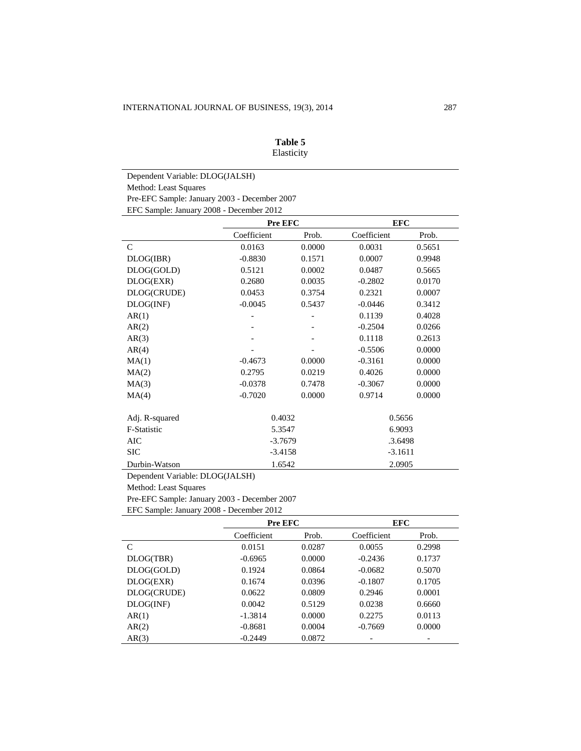**Table 5**
Elasticity

Dependent Variable: DLOG(JALSH)
Method: Least Squares
Pre-EFC Sample: January 2003 - December 2007
EFC Sample: January 2008 - December 2012

| | Pre EFC | | EFC | |
|---|---|---|---|---|
| | Coefficient | Prob. | Coefficient | Prob. |
| C | 0.0163 | 0.0000 | 0.0031 | 0.5651 |
| DLOG(IBR) | -0.8830 | 0.1571 | 0.0007 | 0.9948 |
| DLOG(GOLD) | 0.5121 | 0.0002 | 0.0487 | 0.5665 |
| DLOG(EXR) | 0.2680 | 0.0035 | -0.2802 | 0.0170 |
| DLOG(CRUDE) | 0.0453 | 0.3754 | 0.2321 | 0.0007 |
| DLOG(INF) | -0.0045 | 0.5437 | -0.0446 | 0.3412 |
| AR(1) | - | - | 0.1139 | 0.4028 |
| AR(2) | - | - | -0.2504 | 0.0266 |
| AR(3) | - | - | 0.1118 | 0.2613 |
| AR(4) | - | - | -0.5506 | 0.0000 |
| MA(1) | -0.4673 | 0.0000 | -0.3161 | 0.0000 |
| MA(2) | 0.2795 | 0.0219 | 0.4026 | 0.0000 |
| MA(3) | -0.0378 | 0.7478 | -0.3067 | 0.0000 |
| MA(4) | -0.7020 | 0.0000 | 0.9714 | 0.0000 |
| Adj. R-squared | 0.4032 | | 0.5656 | |
| F-Statistic | 5.3547 | | 6.9093 | |
| AIC | -3.7679 | | .3.6498 | |
| SIC | -3.4158 | | -3.1611 | |
| Durbin-Watson | 1.6542 | | 2.0905 | |

Dependent Variable: DLOG(JALSH)
Method: Least Squares
Pre-EFC Sample: January 2003 - December 2007
EFC Sample: January 2008 - December 2012

| | Pre EFC | | EFC | |
|---|---|---|---|---|
| | Coefficient | Prob. | Coefficient | Prob. |
| C | 0.0151 | 0.0287 | 0.0055 | 0.2998 |
| DLOG(TBR) | -0.6965 | 0.0000 | -0.2436 | 0.1737 |
| DLOG(GOLD) | 0.1924 | 0.0864 | -0.0682 | 0.5070 |
| DLOG(EXR) | 0.1674 | 0.0396 | -0.1807 | 0.1705 |
| DLOG(CRUDE) | 0.0622 | 0.0809 | 0.2946 | 0.0001 |
| DLOG(INF) | 0.0042 | 0.5129 | 0.0238 | 0.6660 |
| AR(1) | -1.3814 | 0.0000 | 0.2275 | 0.0113 |
| AR(2) | -0.8681 | 0.0004 | -0.7669 | 0.0000 |
| AR(3) | -0.2449 | 0.0872 | - | - |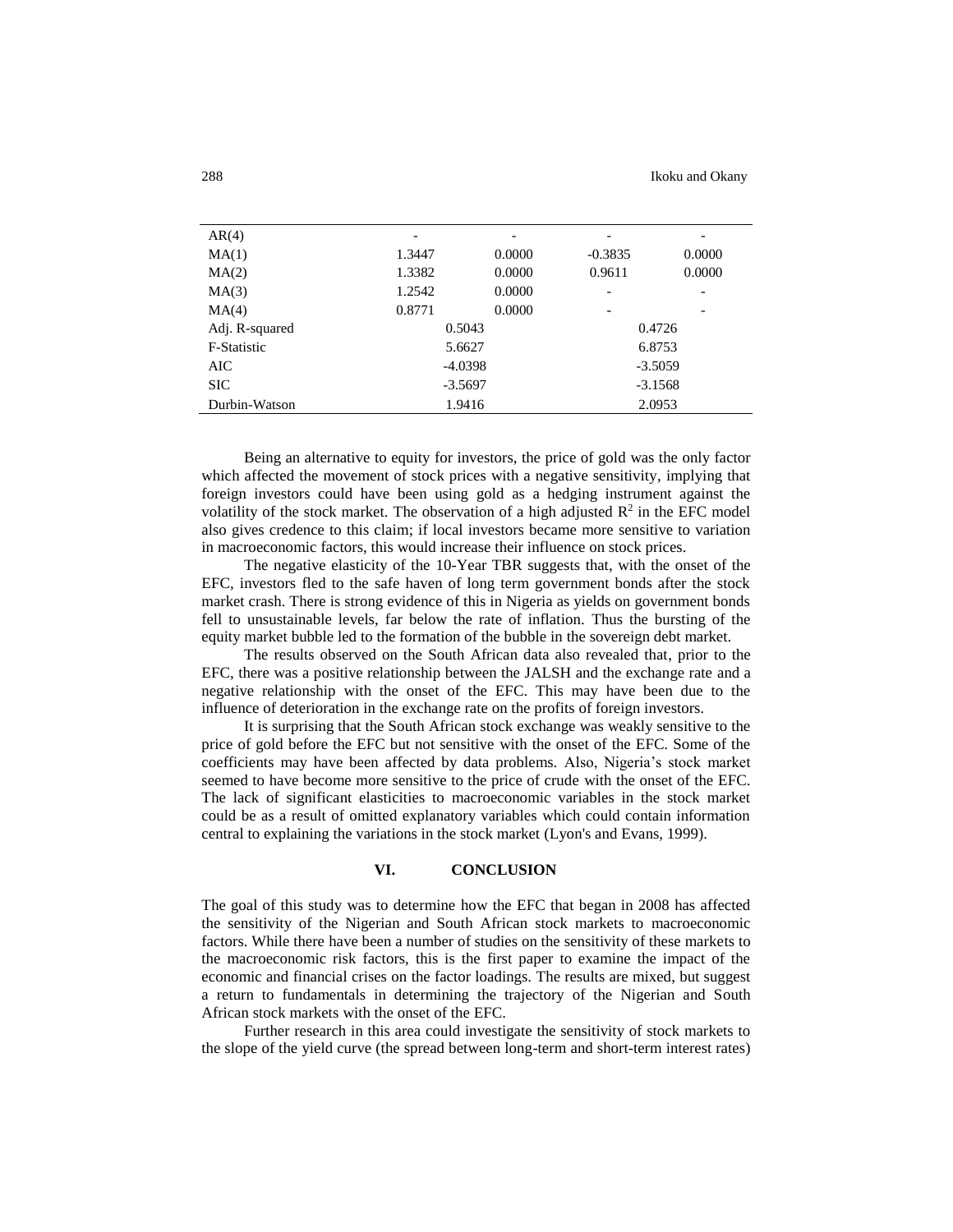| AR(4) | - | - | - | - |
|---|---|---|---|---|
| MA(1) | 1.3447 | 0.0000 | -0.3835 | 0.0000 |
| MA(2) | 1.3382 | 0.0000 | 0.9611 | 0.0000 |
| MA(3) | 1.2542 | 0.0000 | - | - |
| MA(4) | 0.8771 | 0.0000 | - | - |
| Adj. R-squared | 0.5043 | | 0.4726 | |
| F-Statistic | 5.6627 | | 6.8753 | |
| AIC | -4.0398 | | -3.5059 | |
| SIC | -3.5697 | | -3.1568 | |
| Durbin-Watson | 1.9416 | | 2.0953 | |

Being an alternative to equity for investors, the price of gold was the only factor which affected the movement of stock prices with a negative sensitivity, implying that foreign investors could have been using gold as a hedging instrument against the volatility of the stock market. The observation of a high adjusted $R^2$ in the EFC model also gives credence to this claim; if local investors became more sensitive to variation in macroeconomic factors, this would increase their influence on stock prices.

The negative elasticity of the 10-Year TBR suggests that, with the onset of the EFC, investors fled to the safe haven of long term government bonds after the stock market crash. There is strong evidence of this in Nigeria as yields on government bonds fell to unsustainable levels, far below the rate of inflation. Thus the bursting of the equity market bubble led to the formation of the bubble in the sovereign debt market.

The results observed on the South African data also revealed that, prior to the EFC, there was a positive relationship between the JALSH and the exchange rate and a negative relationship with the onset of the EFC. This may have been due to the influence of deterioration in the exchange rate on the profits of foreign investors.

It is surprising that the South African stock exchange was weakly sensitive to the price of gold before the EFC but not sensitive with the onset of the EFC. Some of the coefficients may have been affected by data problems. Also, Nigeria's stock market seemed to have become more sensitive to the price of crude with the onset of the EFC. The lack of significant elasticities to macroeconomic variables in the stock market could be as a result of omitted explanatory variables which could contain information central to explaining the variations in the stock market (Lyon's and Evans, 1999).

## VI. CONCLUSION

The goal of this study was to determine how the EFC that began in 2008 has affected the sensitivity of the Nigerian and South African stock markets to macroeconomic factors. While there have been a number of studies on the sensitivity of these markets to the macroeconomic risk factors, this is the first paper to examine the impact of the economic and financial crises on the factor loadings. The results are mixed, but suggest a return to fundamentals in determining the trajectory of the Nigerian and South African stock markets with the onset of the EFC.

Further research in this area could investigate the sensitivity of stock markets to the slope of the yield curve (the spread between long-term and short-term interest rates)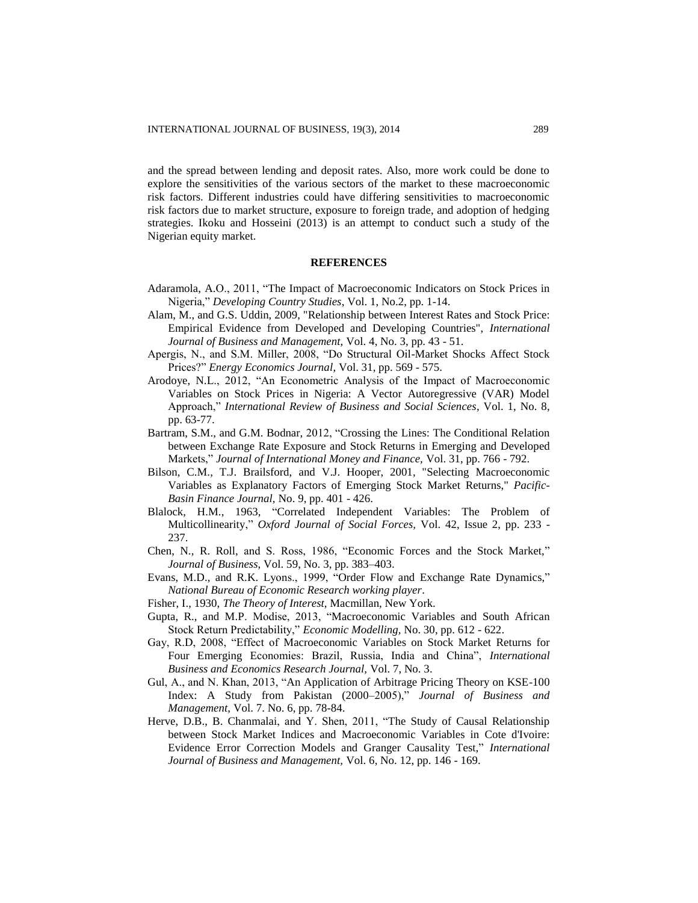and the spread between lending and deposit rates. Also, more work could be done to explore the sensitivities of the various sectors of the market to these macroeconomic risk factors. Different industries could have differing sensitivities to macroeconomic risk factors due to market structure, exposure to foreign trade, and adoption of hedging strategies. Ikoku and Hosseini (2013) is an attempt to conduct such a study of the Nigerian equity market.

## REFERENCES

Adaramola, A.O., 2011, "The Impact of Macroeconomic Indicators on Stock Prices in Nigeria," *Developing Country Studies*, Vol. 1, No.2, pp. 1-14.

Alam, M., and G.S. Uddin, 2009, "Relationship between Interest Rates and Stock Price: Empirical Evidence from Developed and Developing Countries", *International Journal of Business and Management*, Vol. 4, No. 3, pp. 43 - 51.

Apergis, N., and S.M. Miller, 2008, "Do Structural Oil-Market Shocks Affect Stock Prices?" *Energy Economics Journal*, Vol. 31, pp. 569 - 575.

Arodoye, N.L., 2012, "An Econometric Analysis of the Impact of Macroeconomic Variables on Stock Prices in Nigeria: A Vector Autoregressive (VAR) Model Approach," *International Review of Business and Social Sciences*, Vol. 1, No. 8, pp. 63-77.

Bartram, S.M., and G.M. Bodnar, 2012, "Crossing the Lines: The Conditional Relation between Exchange Rate Exposure and Stock Returns in Emerging and Developed Markets," *Journal of International Money and Finance*, Vol. 31, pp. 766 - 792.

Bilson, C.M., T.J. Brailsford, and V.J. Hooper, 2001, "Selecting Macroeconomic Variables as Explanatory Factors of Emerging Stock Market Returns," *Pacific-Basin Finance Journal*, No. 9, pp. 401 - 426.

Blalock, H.M., 1963, "Correlated Independent Variables: The Problem of Multicollinearity," *Oxford Journal of Social Forces*, Vol. 42, Issue 2, pp. 233 - 237.

Chen, N., R. Roll, and S. Ross, 1986, "Economic Forces and the Stock Market," *Journal of Business*, Vol. 59, No. 3, pp. 383–403.

Evans, M.D., and R.K. Lyons., 1999, "Order Flow and Exchange Rate Dynamics," *National Bureau of Economic Research working player*.

Fisher, I., 1930, *The Theory of Interest*, Macmillan, New York.

Gupta, R., and M.P. Modise, 2013, "Macroeconomic Variables and South African Stock Return Predictability," *Economic Modelling*, No. 30, pp. 612 - 622.

Gay, R.D, 2008, "Effect of Macroeconomic Variables on Stock Market Returns for Four Emerging Economies: Brazil, Russia, India and China", *International Business and Economics Research Journal*, Vol. 7, No. 3.

Gul, A., and N. Khan, 2013, "An Application of Arbitrage Pricing Theory on KSE-100 Index: A Study from Pakistan (2000–2005)," *Journal of Business and Management*, Vol. 7. No. 6, pp. 78-84.

Herve, D.B., B. Chanmalai, and Y. Shen, 2011, "The Study of Causal Relationship between Stock Market Indices and Macroeconomic Variables in Cote d'Ivoire: Evidence Error Correction Models and Granger Causality Test," *International Journal of Business and Management*, Vol. 6, No. 12, pp. 146 - 169.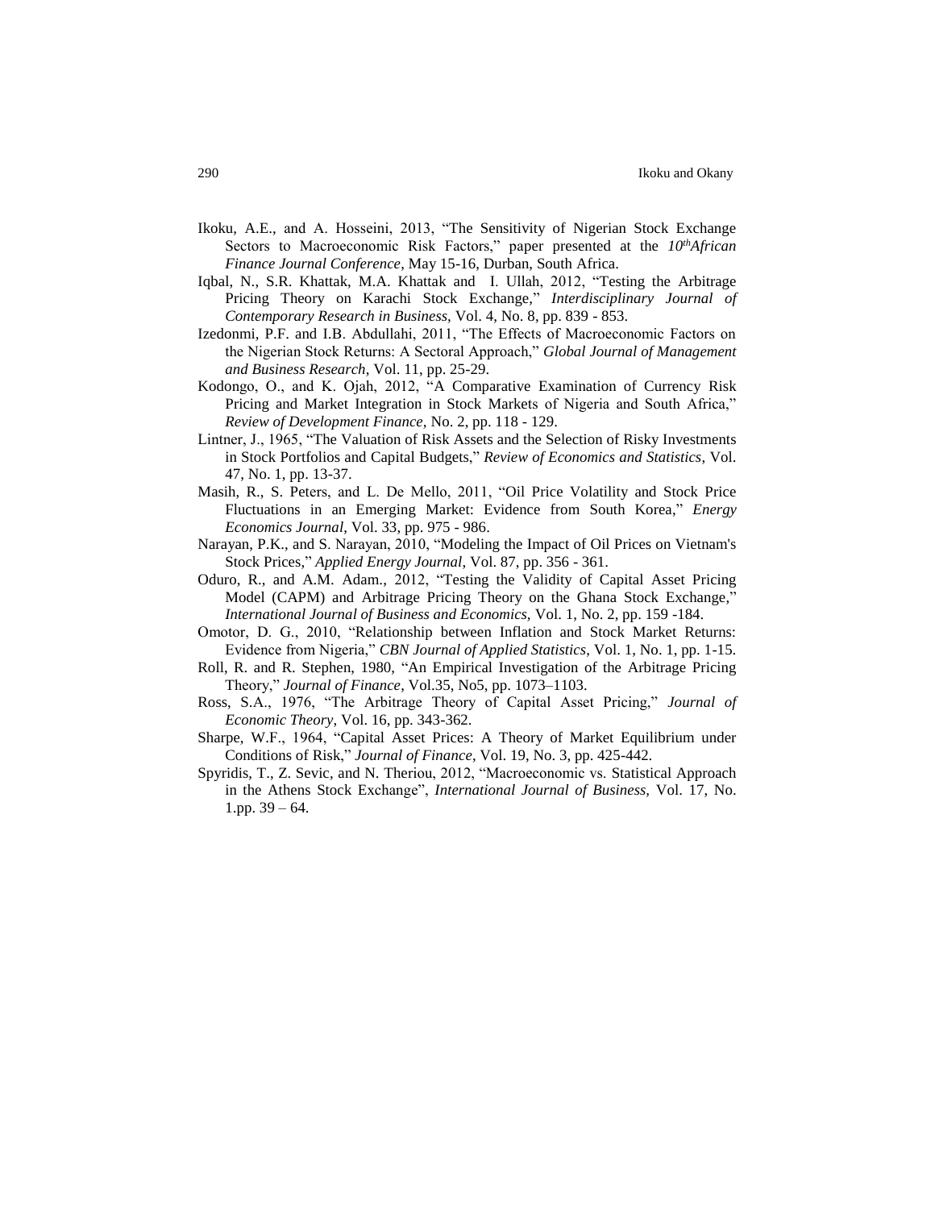Ikoku, A.E., and A. Hosseini, 2013, "The Sensitivity of Nigerian Stock Exchange Sectors to Macroeconomic Risk Factors," paper presented at the *10th African Finance Journal Conference*, May 15-16, Durban, South Africa.

Iqbal, N., S.R. Khattak, M.A. Khattak and I. Ullah, 2012, "Testing the Arbitrage Pricing Theory on Karachi Stock Exchange," *Interdisciplinary Journal of Contemporary Research in Business*, Vol. 4, No. 8, pp. 839 - 853.

Izedonmi, P.F. and I.B. Abdullahi, 2011, "The Effects of Macroeconomic Factors on the Nigerian Stock Returns: A Sectoral Approach," *Global Journal of Management and Business Research*, Vol. 11, pp. 25-29.

Kodongo, O., and K. Ojah, 2012, "A Comparative Examination of Currency Risk Pricing and Market Integration in Stock Markets of Nigeria and South Africa," *Review of Development Finance*, No. 2, pp. 118 - 129.

Lintner, J., 1965, "The Valuation of Risk Assets and the Selection of Risky Investments in Stock Portfolios and Capital Budgets," *Review of Economics and Statistics*, Vol. 47, No. 1, pp. 13-37.

Masih, R., S. Peters, and L. De Mello, 2011, "Oil Price Volatility and Stock Price Fluctuations in an Emerging Market: Evidence from South Korea," *Energy Economics Journal*, Vol. 33, pp. 975 - 986.

Narayan, P.K., and S. Narayan, 2010, "Modeling the Impact of Oil Prices on Vietnam's Stock Prices," *Applied Energy Journal*, Vol. 87, pp. 356 - 361.

Oduro, R., and A.M. Adam., 2012, "Testing the Validity of Capital Asset Pricing Model (CAPM) and Arbitrage Pricing Theory on the Ghana Stock Exchange," *International Journal of Business and Economics*, Vol. 1, No. 2, pp. 159 -184.

Omotor, D. G., 2010, "Relationship between Inflation and Stock Market Returns: Evidence from Nigeria," *CBN Journal of Applied Statistics*, Vol. 1, No. 1, pp. 1-15.

Roll, R. and R. Stephen, 1980, "An Empirical Investigation of the Arbitrage Pricing Theory," *Journal of Finance*, Vol.35, No5, pp. 1073–1103.

Ross, S.A., 1976, "The Arbitrage Theory of Capital Asset Pricing," *Journal of Economic Theory*, Vol. 16, pp. 343-362.

Sharpe, W.F., 1964, "Capital Asset Prices: A Theory of Market Equilibrium under Conditions of Risk," *Journal of Finance*, Vol. 19, No. 3, pp. 425-442.

Spyridis, T., Z. Sevic, and N. Theriou, 2012, "Macroeconomic vs. Statistical Approach in the Athens Stock Exchange", *International Journal of Business,* Vol. 17, No. 1.pp. 39 – 64.